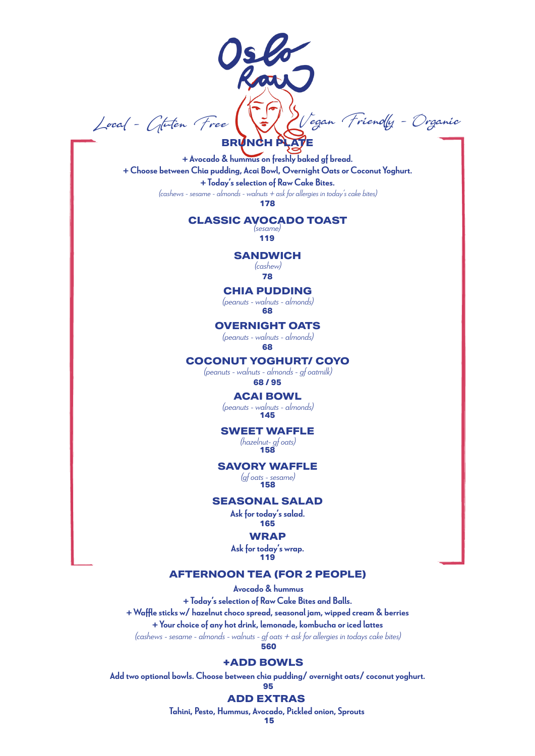# Oslo Raw

*Local - Gluten Free - Vegan Friendly - Organic*

## BRUNCH PLATE

**+ Avocado & hummus on freshly baked gf bread.**
**+ Choose between Chia pudding, Acai Bowl, Overnight Oats or Coconut Yoghurt.**
**+ Today's selection of Raw Cake Bites.**
*(cashews - sesame - almonds - walnuts + ask for allergies in today's cake bites)*
**178**

## CLASSIC AVOCADO TOAST

*(sesame)*
**119**

## SANDWICH

*(cashew)*
**78**

## CHIA PUDDING

*(peanuts - walnuts - almonds)*
**68**

## OVERNIGHT OATS

*(peanuts - walnuts - almonds)*
**68**

## COCONUT YOGHURT/ COYO

*(peanuts - walnuts - almonds - gf oatmilk)*
**68 / 95**

## ACAI BOWL

*(peanuts - walnuts - almonds)*
**145**

## SWEET WAFFLE

*(hazelnut- gf oats)*
**158**

## SAVORY WAFFLE

*(gf oats - sesame)*
**158**

## SEASONAL SALAD

**Ask for today's salad.**
**165**

## WRAP

**Ask for today's wrap.**
**119**

## AFTERNOON TEA (FOR 2 PEOPLE)

**Avocado & hummus**
**+ Today's selection of Raw Cake Bites and Balls.**
**+ Waffle sticks w/ hazelnut choco spread, seasonal jam, wipped cream & berries**
**+ Your choice of any hot drink, lemonade, kombucha or iced lattes**
*(cashews - sesame - almonds - walnuts - gf oats + ask for allergies in todays cake bites)*
**560**

## +ADD BOWLS

**Add two optional bowls. Choose between chia pudding/ overnight oats/ coconut yoghurt.**
**95**

## ADD EXTRAS

**Tahini, Pesto, Hummus, Avocado, Pickled onion, Sprouts**
**15**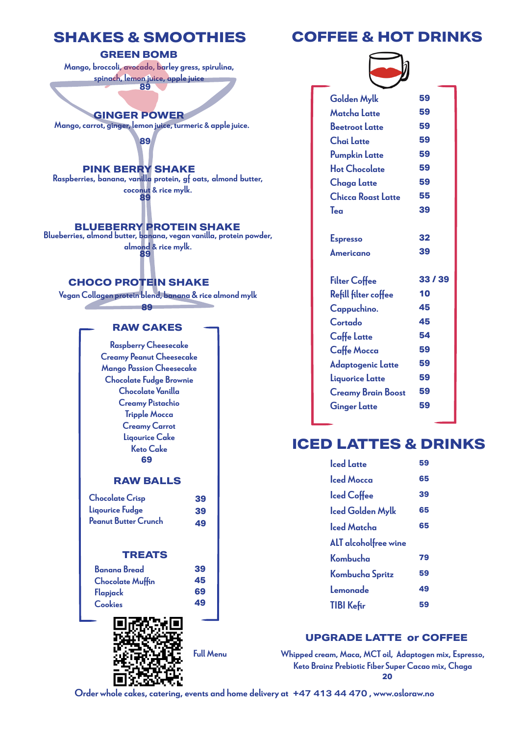# SHAKES & SMOOTHIES

### GREEN BOMB

Mango, broccoli, avocado, barley gress, spirulina, spinach, lemon juice, apple juice

**89**

### GINGER POWER

Mango, carrot, ginger, lemon juice, turmeric & apple juice.

**89**

### PINK BERRY SHAKE

Raspberries, banana, vanilla protein, gf oats, almond butter, coconut & rice mylk.

**89**

### BLUEBERRY PROTEIN SHAKE

Blueberries, almond butter, banana, vegan vanilla, protein powder, almond & rice mylk.

**89**

### CHOCO PROTEIN SHAKE

Vegan Collagen protein blend, banana & rice almond mylk

**89**

## RAW CAKES

Raspberry Cheesecake
Creamy Peanut Cheesecake
Mango Passion Cheesecake
Chocolate Fudge Brownie
Chocolate Vanilla
Creamy Pistachio
Tripple Mocca
Creamy Carrot
Liqourice Cake
Keto Cake

**69**

## RAW BALLS

| | |
|---|---|
| Chocolate Crisp | 39 |
| Liqourice Fudge | 39 |
| Peanut Butter Crunch | 49 |

## TREATS

| | |
|---|---|
| Banana Bread | 39 |
| Chocolate Muffin | 45 |
| Flapjack | 69 |
| Cookies | 49 |

Full Menu

# COFFEE & HOT DRINKS

| | |
|---|---|
| Golden Mylk | 59 |
| Matcha Latte | 59 |
| Beetroot Latte | 59 |
| Chai Latte | 59 |
| Pumpkin Latte | 59 |
| Hot Chocolate | 59 |
| Chaga Latte | 59 |
| Chicca Roast Latte | 55 |
| Tea | 39 |
| Espresso | 32 |
| Americano | 39 |
| Filter Coffee | 33 / 39 |
| Refill filter coffee | 10 |
| Cappuchino. | 45 |
| Cortado | 45 |
| Caffe Latte | 54 |
| Caffe Mocca | 59 |
| Adaptogenic Latte | 59 |
| Liquorice Latte | 59 |
| Creamy Brain Boost | 59 |
| Ginger Latte | 59 |

# ICED LATTES & DRINKS

| | |
|---|---|
| Iced Latte | 59 |
| Iced Mocca | 65 |
| Iced Coffee | 39 |
| Iced Golden Mylk | 65 |
| Iced Matcha | 65 |
| ALT alcoholfree wine | |
| Kombucha | 79 |
| Kombucha Spritz | 59 |
| Lemonade | 49 |
| TIBI Kefir | 59 |

## UPGRADE LATTE or COFFEE

Whipped cream, Maca, MCT oil, Adaptogen mix, Espresso, Keto Brainz Prebiotic Fiber Super Cacao mix, Chaga

**20**

Order whole cakes, catering, events and home delivery at +47 413 44 470 , www.osloraw.no